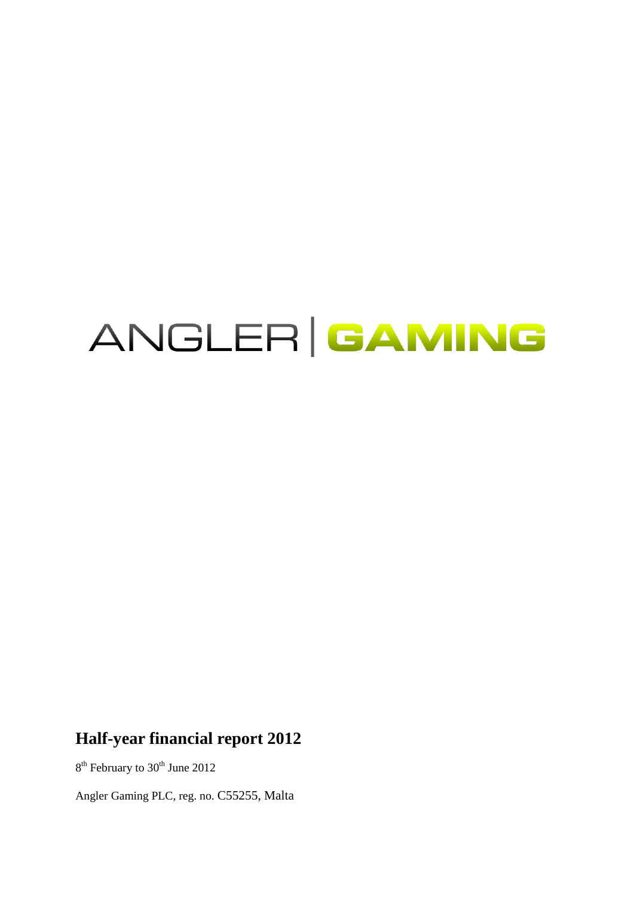ANGLER | GAMING

# Half-year financial report 2012

8th February to 30th June 2012

Angler Gaming PLC, reg. no. C55255, Malta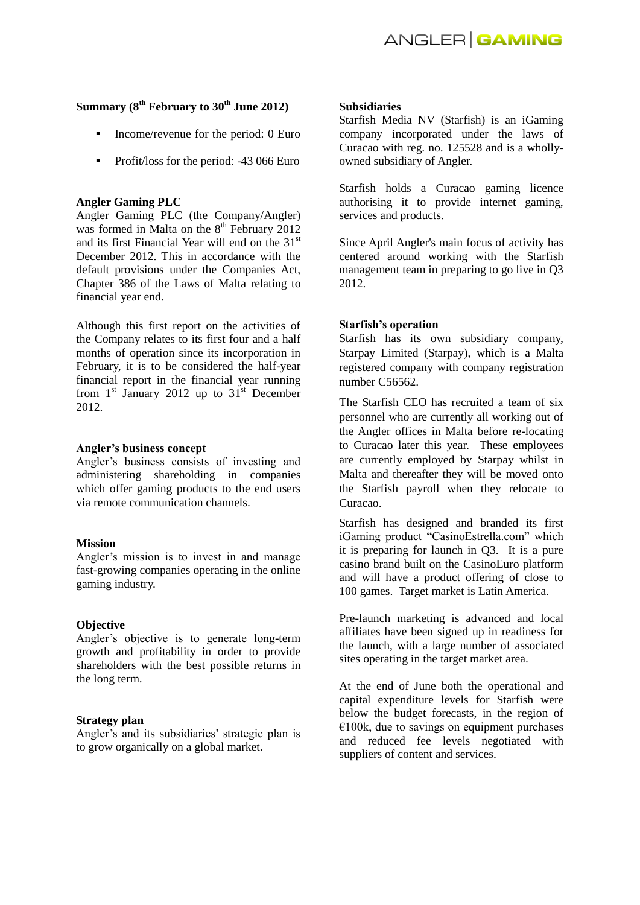## Summary (8th February to 30th June 2012)

- Income/revenue for the period: 0 Euro
- Profit/loss for the period: -43 066 Euro

### Angler Gaming PLC

Angler Gaming PLC (the Company/Angler) was formed in Malta on the 8th February 2012 and its first Financial Year will end on the 31st December 2012. This in accordance with the default provisions under the Companies Act, Chapter 386 of the Laws of Malta relating to financial year end.

Although this first report on the activities of the Company relates to its first four and a half months of operation since its incorporation in February, it is to be considered the half-year financial report in the financial year running from 1st January 2012 up to 31st December 2012.

### Angler's business concept

Angler's business consists of investing and administering shareholding in companies which offer gaming products to the end users via remote communication channels.

### Mission

Angler's mission is to invest in and manage fast-growing companies operating in the online gaming industry.

### Objective

Angler's objective is to generate long-term growth and profitability in order to provide shareholders with the best possible returns in the long term.

### Strategy plan

Angler's and its subsidiaries' strategic plan is to grow organically on a global market.

### Subsidiaries

Starfish Media NV (Starfish) is an iGaming company incorporated under the laws of Curacao with reg. no. 125528 and is a wholly-owned subsidiary of Angler.

Starfish holds a Curacao gaming licence authorising it to provide internet gaming, services and products.

Since April Angler's main focus of activity has centered around working with the Starfish management team in preparing to go live in Q3 2012.

### Starfish's operation

Starfish has its own subsidiary company, Starpay Limited (Starpay), which is a Malta registered company with company registration number C56562.

The Starfish CEO has recruited a team of six personnel who are currently all working out of the Angler offices in Malta before re-locating to Curacao later this year. These employees are currently employed by Starpay whilst in Malta and thereafter they will be moved onto the Starfish payroll when they relocate to Curacao.

Starfish has designed and branded its first iGaming product "CasinoEstrella.com" which it is preparing for launch in Q3. It is a pure casino brand built on the CasinoEuro platform and will have a product offering of close to 100 games. Target market is Latin America.

Pre-launch marketing is advanced and local affiliates have been signed up in readiness for the launch, with a large number of associated sites operating in the target market area.

At the end of June both the operational and capital expenditure levels for Starfish were below the budget forecasts, in the region of €100k, due to savings on equipment purchases and reduced fee levels negotiated with suppliers of content and services.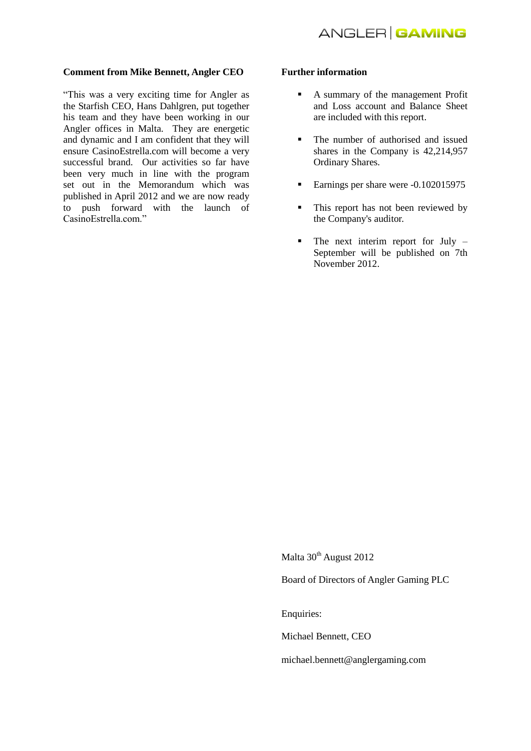**Comment from Mike Bennett, Angler CEO**

"This was a very exciting time for Angler as the Starfish CEO, Hans Dahlgren, put together his team and they have been working in our Angler offices in Malta. They are energetic and dynamic and I am confident that they will ensure CasinoEstrella.com will become a very successful brand. Our activities so far have been very much in line with the program set out in the Memorandum which was published in April 2012 and we are now ready to push forward with the launch of CasinoEstrella.com."

**Further information**

- A summary of the management Profit and Loss account and Balance Sheet are included with this report.
- The number of authorised and issued shares in the Company is 42,214,957 Ordinary Shares.
- Earnings per share were -0.102015975
- This report has not been reviewed by the Company's auditor.
- The next interim report for July – September will be published on 7th November 2012.

Malta 30th August 2012

Board of Directors of Angler Gaming PLC

Enquiries:

Michael Bennett, CEO

michael.bennett@anglergaming.com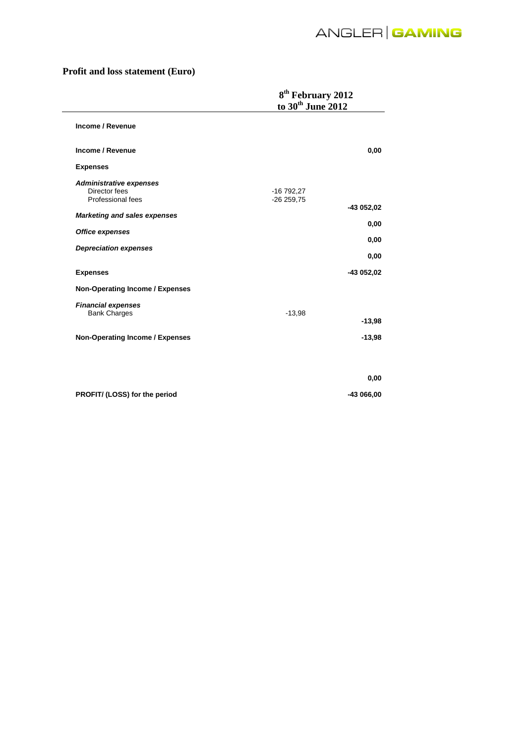## Profit and loss statement (Euro)

| | | 8th February 2012 to 30th June 2012 |
|---|---|---|
| **Income / Revenue** | | |
| **Income / Revenue** | | **0,00** |
| **Expenses** | | |
| ***Administrative expenses*** | | |
| Director fees | -16 792,27 | |
| Professional fees | -26 259,75 | |
| | | **-43 052,02** |
| ***Marketing and sales expenses*** | | **0,00** |
| ***Office expenses*** | | **0,00** |
| ***Depreciation expenses*** | | **0,00** |
| **Expenses** | | **-43 052,02** |
| **Non-Operating Income / Expenses** | | |
| ***Financial expenses*** | | |
| Bank Charges | -13,98 | |
| | | **-13,98** |
| **Non-Operating Income / Expenses** | | **-13,98** |
| | | **0,00** |
| **PROFIT/ (LOSS) for the period** | | **-43 066,00** |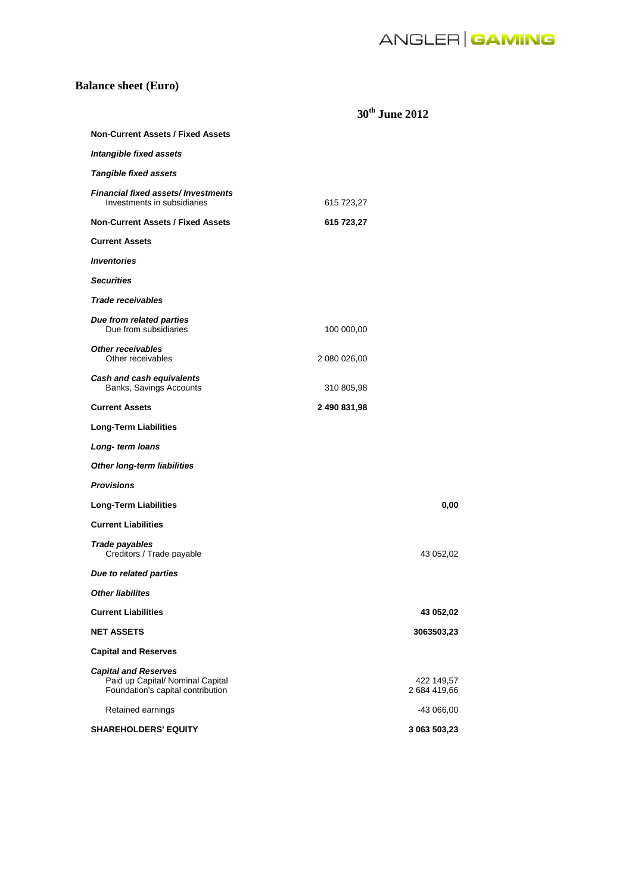**Balance sheet (Euro)**

| | | 30th June 2012 |
|---|---|---|
| **Non-Current Assets / Fixed Assets** | | |
| ***Intangible fixed assets*** | | |
| ***Tangible fixed assets*** | | |
| ***Financial fixed assets/ Investments*** | | |
| Investments in subsidiaries | 615 723,27 | |
| **Non-Current Assets / Fixed Assets** | **615 723,27** | |
| **Current Assets** | | |
| ***Inventories*** | | |
| ***Securities*** | | |
| ***Trade receivables*** | | |
| ***Due from related parties*** | | |
| Due from subsidiaries | 100 000,00 | |
| ***Other receivables*** | | |
| Other receivables | 2 080 026,00 | |
| ***Cash and cash equivalents*** | | |
| Banks, Savings Accounts | 310 805,98 | |
| **Current Assets** | **2 490 831,98** | |
| **Long-Term Liabilities** | | |
| ***Long- term loans*** | | |
| ***Other long-term liabilities*** | | |
| ***Provisions*** | | |
| **Long-Term Liabilities** | | **0,00** |
| **Current Liabilities** | | |
| ***Trade payables*** | | |
| Creditors / Trade payable | | 43 052,02 |
| ***Due to related parties*** | | |
| ***Other liabilites*** | | |
| **Current Liabilities** | | **43 052,02** |
| **NET ASSETS** | | **3063503,23** |
| **Capital and Reserves** | | |
| ***Capital and Reserves*** | | |
| Paid up Capital/ Nominal Capital | | 422 149,57 |
| Foundation's capital contribution | | 2 684 419,66 |
| Retained earnings | | -43 066,00 |
| **SHAREHOLDERS' EQUITY** | | **3 063 503,23** |